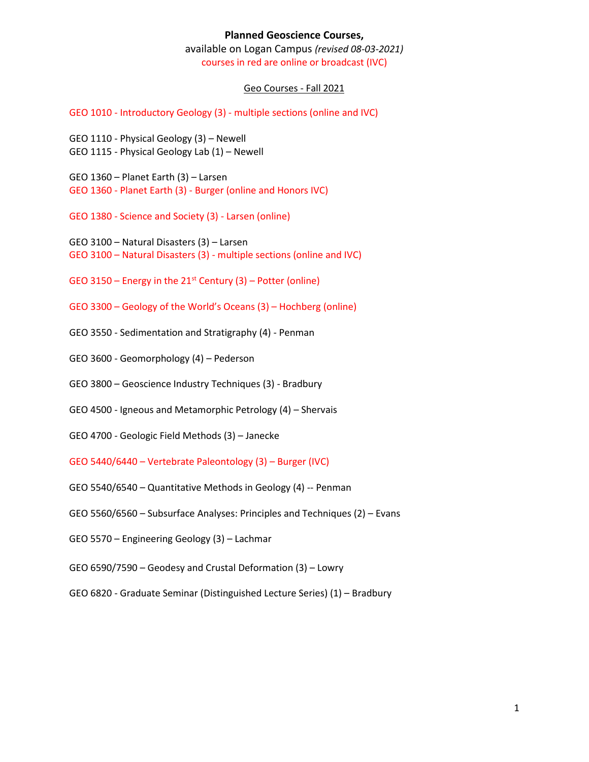**Planned Geoscience Courses,**

available on Logan Campus *(revised 08-03-2021)*

courses in red are online or broadcast (IVC)

Geo Courses - Fall 2021

GEO 1010 - Introductory Geology (3) - multiple sections (online and IVC)

GEO 1110 - Physical Geology (3) – Newell
GEO 1115 - Physical Geology Lab (1) – Newell

GEO 1360 – Planet Earth (3) – Larsen
GEO 1360 - Planet Earth (3) - Burger (online and Honors IVC)

GEO 1380 - Science and Society (3) - Larsen (online)

GEO 3100 – Natural Disasters (3) – Larsen
GEO 3100 – Natural Disasters (3) - multiple sections (online and IVC)

GEO 3150 – Energy in the 21st Century (3) – Potter (online)

GEO 3300 – Geology of the World's Oceans (3) – Hochberg (online)

GEO 3550 - Sedimentation and Stratigraphy (4) - Penman

GEO 3600 - Geomorphology (4) – Pederson

GEO 3800 – Geoscience Industry Techniques (3) - Bradbury

GEO 4500 - Igneous and Metamorphic Petrology (4) – Shervais

GEO 4700 - Geologic Field Methods (3) – Janecke

GEO 5440/6440 – Vertebrate Paleontology (3) – Burger (IVC)

GEO 5540/6540 – Quantitative Methods in Geology (4) -- Penman

GEO 5560/6560 – Subsurface Analyses: Principles and Techniques (2) – Evans

GEO 5570 – Engineering Geology (3) – Lachmar

GEO 6590/7590 – Geodesy and Crustal Deformation (3) – Lowry

GEO 6820 - Graduate Seminar (Distinguished Lecture Series) (1) – Bradbury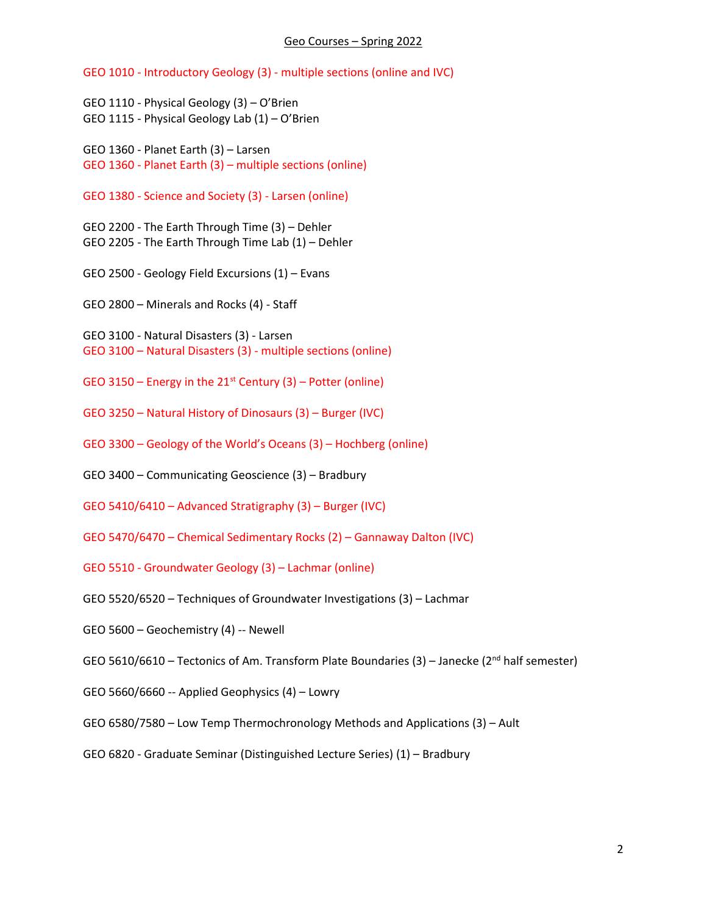# Geo Courses – Spring 2022

GEO 1010 - Introductory Geology (3) - multiple sections (online and IVC)

GEO 1110 - Physical Geology (3) – O'Brien
GEO 1115 - Physical Geology Lab (1) – O'Brien

GEO 1360 - Planet Earth (3) – Larsen
GEO 1360 - Planet Earth (3) – multiple sections (online)

GEO 1380 - Science and Society (3) - Larsen (online)

GEO 2200 - The Earth Through Time (3) – Dehler
GEO 2205 - The Earth Through Time Lab (1) – Dehler

GEO 2500 - Geology Field Excursions (1) – Evans

GEO 2800 – Minerals and Rocks (4) - Staff

GEO 3100 - Natural Disasters (3) - Larsen
GEO 3100 – Natural Disasters (3) - multiple sections (online)

GEO 3150 – Energy in the 21st Century (3) – Potter (online)

GEO 3250 – Natural History of Dinosaurs (3) – Burger (IVC)

GEO 3300 – Geology of the World's Oceans (3) – Hochberg (online)

GEO 3400 – Communicating Geoscience (3) – Bradbury

GEO 5410/6410 – Advanced Stratigraphy (3) – Burger (IVC)

GEO 5470/6470 – Chemical Sedimentary Rocks (2) – Gannaway Dalton (IVC)

GEO 5510 - Groundwater Geology (3) – Lachmar (online)

GEO 5520/6520 – Techniques of Groundwater Investigations (3) – Lachmar

GEO 5600 – Geochemistry (4) -- Newell

GEO 5610/6610 – Tectonics of Am. Transform Plate Boundaries (3) – Janecke (2nd half semester)

GEO 5660/6660 -- Applied Geophysics (4) – Lowry

GEO 6580/7580 – Low Temp Thermochronology Methods and Applications (3) – Ault

GEO 6820 - Graduate Seminar (Distinguished Lecture Series) (1) – Bradbury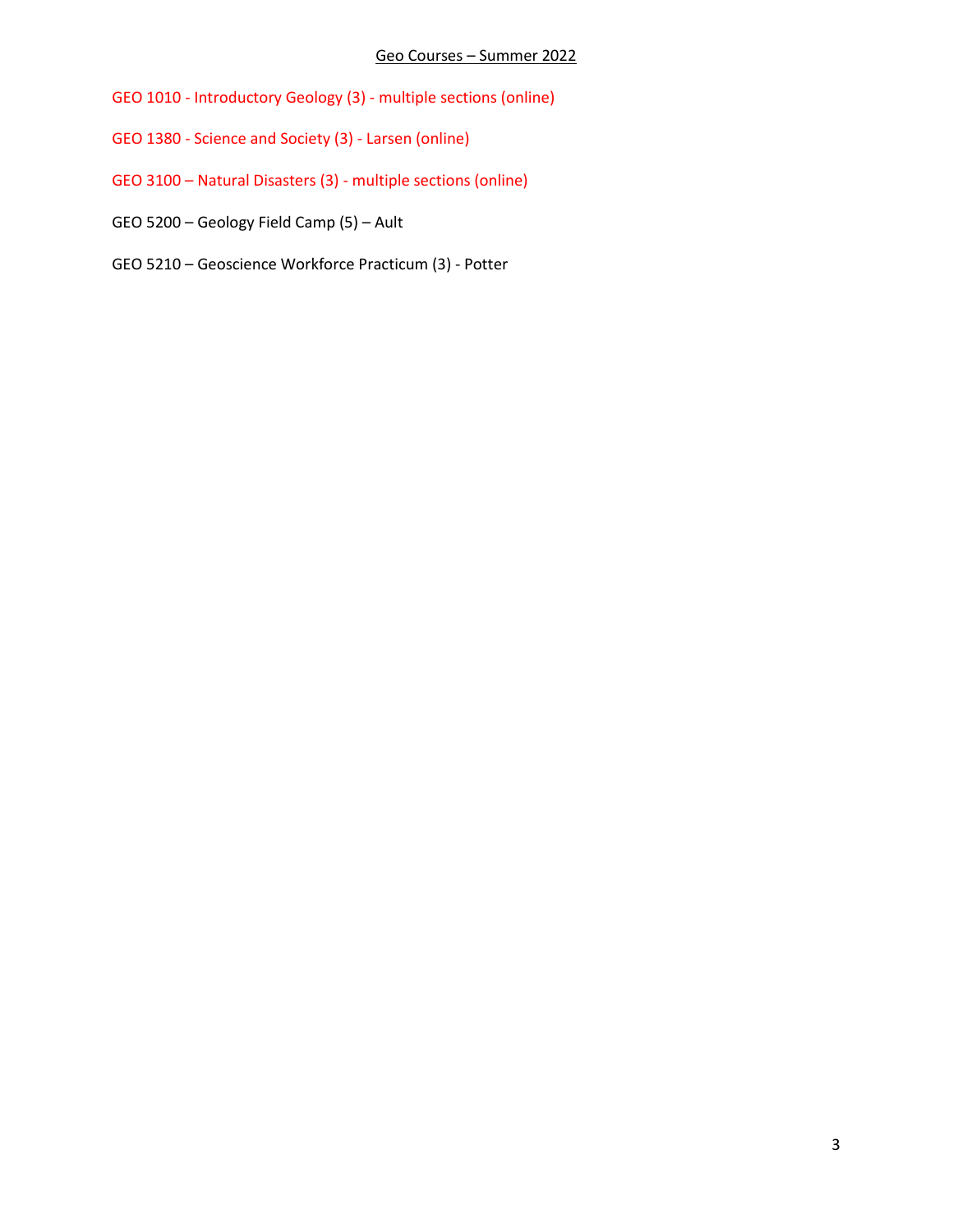## Geo Courses – Summer 2022

GEO 1010 - Introductory Geology (3) - multiple sections (online)

GEO 1380 - Science and Society (3) - Larsen (online)

GEO 3100 – Natural Disasters (3) - multiple sections (online)

GEO 5200 – Geology Field Camp (5) – Ault

GEO 5210 – Geoscience Workforce Practicum (3) - Potter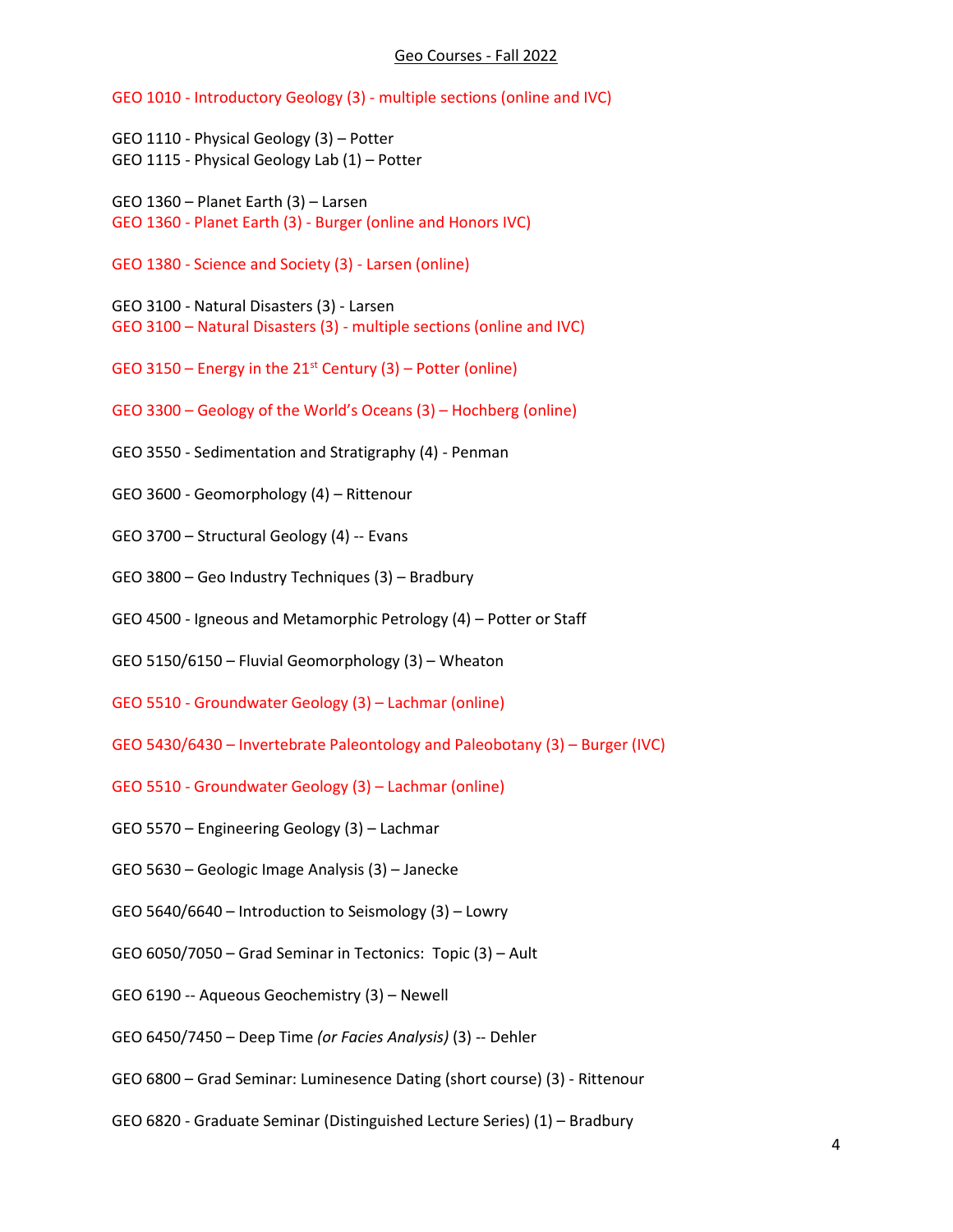# Geo Courses - Fall 2022

GEO 1010 - Introductory Geology (3) - multiple sections (online and IVC)

GEO 1110 - Physical Geology (3) – Potter
GEO 1115 - Physical Geology Lab (1) – Potter

GEO 1360 – Planet Earth (3) – Larsen
GEO 1360 - Planet Earth (3) - Burger (online and Honors IVC)

GEO 1380 - Science and Society (3) - Larsen (online)

GEO 3100 - Natural Disasters (3) - Larsen
GEO 3100 – Natural Disasters (3) - multiple sections (online and IVC)

GEO 3150 – Energy in the 21st Century (3) – Potter (online)

GEO 3300 – Geology of the World's Oceans (3) – Hochberg (online)

GEO 3550 - Sedimentation and Stratigraphy (4) - Penman

GEO 3600 - Geomorphology (4) – Rittenour

GEO 3700 – Structural Geology (4) -- Evans

GEO 3800 – Geo Industry Techniques (3) – Bradbury

GEO 4500 - Igneous and Metamorphic Petrology (4) – Potter or Staff

GEO 5150/6150 – Fluvial Geomorphology (3) – Wheaton

GEO 5510 - Groundwater Geology (3) – Lachmar (online)

GEO 5430/6430 – Invertebrate Paleontology and Paleobotany (3) – Burger (IVC)

GEO 5510 - Groundwater Geology (3) – Lachmar (online)

GEO 5570 – Engineering Geology (3) – Lachmar

GEO 5630 – Geologic Image Analysis (3) – Janecke

GEO 5640/6640 – Introduction to Seismology (3) – Lowry

GEO 6050/7050 – Grad Seminar in Tectonics: Topic (3) – Ault

GEO 6190 -- Aqueous Geochemistry (3) – Newell

GEO 6450/7450 – Deep Time *(or Facies Analysis)* (3) -- Dehler

GEO 6800 – Grad Seminar: Luminesence Dating (short course) (3) - Rittenour

GEO 6820 - Graduate Seminar (Distinguished Lecture Series) (1) – Bradbury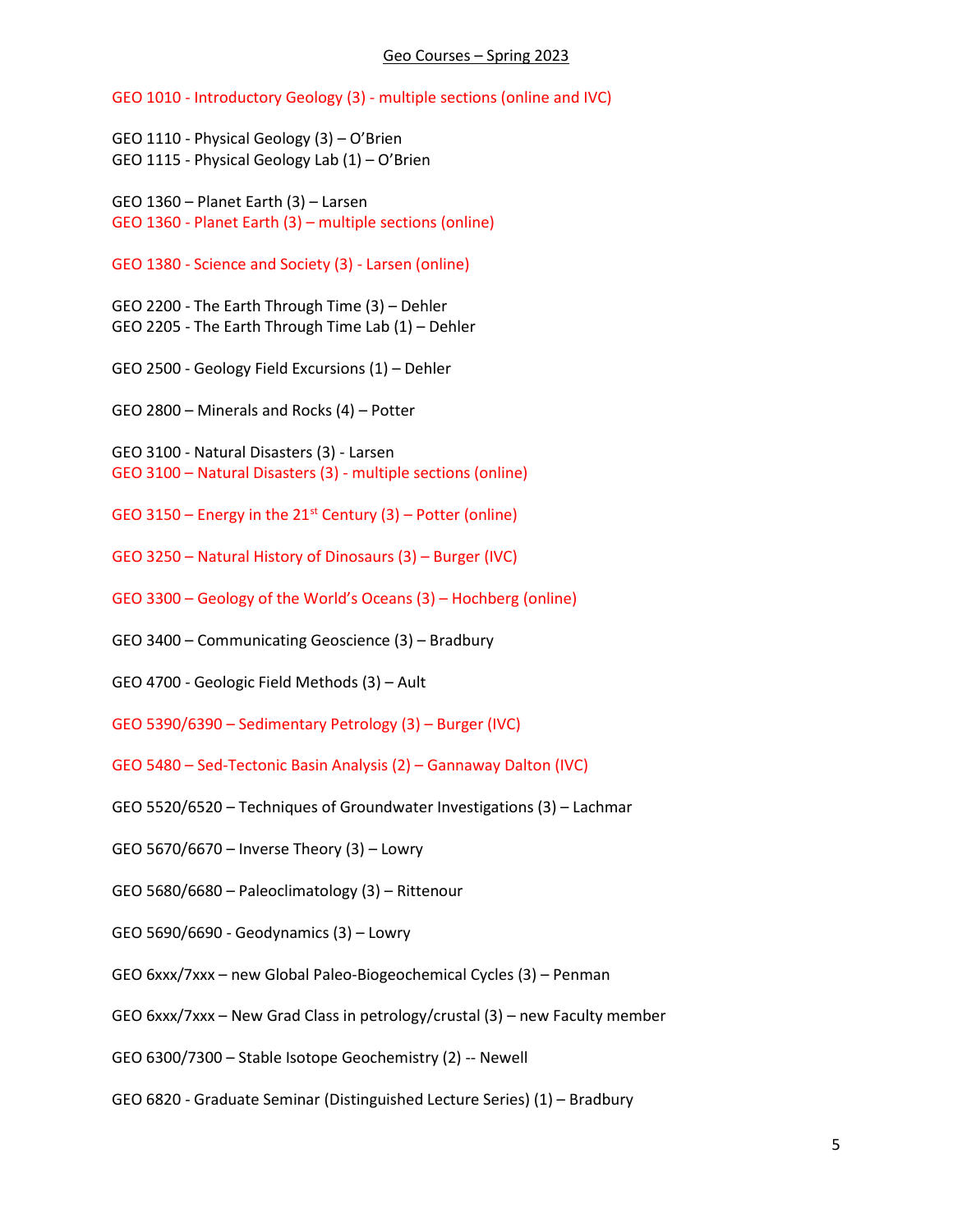# Geo Courses – Spring 2023

GEO 1010 - Introductory Geology (3) - multiple sections (online and IVC)

GEO 1110 - Physical Geology (3) – O'Brien
GEO 1115 - Physical Geology Lab (1) – O'Brien

GEO 1360 – Planet Earth (3) – Larsen
GEO 1360 - Planet Earth (3) – multiple sections (online)

GEO 1380 - Science and Society (3) - Larsen (online)

GEO 2200 - The Earth Through Time (3) – Dehler
GEO 2205 - The Earth Through Time Lab (1) – Dehler

GEO 2500 - Geology Field Excursions (1) – Dehler

GEO 2800 – Minerals and Rocks (4) – Potter

GEO 3100 - Natural Disasters (3) - Larsen
GEO 3100 – Natural Disasters (3) - multiple sections (online)

GEO 3150 – Energy in the 21st Century (3) – Potter (online)

GEO 3250 – Natural History of Dinosaurs (3) – Burger (IVC)

GEO 3300 – Geology of the World's Oceans (3) – Hochberg (online)

GEO 3400 – Communicating Geoscience (3) – Bradbury

GEO 4700 - Geologic Field Methods (3) – Ault

GEO 5390/6390 – Sedimentary Petrology (3) – Burger (IVC)

GEO 5480 – Sed-Tectonic Basin Analysis (2) – Gannaway Dalton (IVC)

GEO 5520/6520 – Techniques of Groundwater Investigations (3) – Lachmar

GEO 5670/6670 – Inverse Theory (3) – Lowry

GEO 5680/6680 – Paleoclimatology (3) – Rittenour

GEO 5690/6690 - Geodynamics (3) – Lowry

GEO 6xxx/7xxx – new Global Paleo-Biogeochemical Cycles (3) – Penman

GEO 6xxx/7xxx – New Grad Class in petrology/crustal (3) – new Faculty member

GEO 6300/7300 – Stable Isotope Geochemistry (2) -- Newell

GEO 6820 - Graduate Seminar (Distinguished Lecture Series) (1) – Bradbury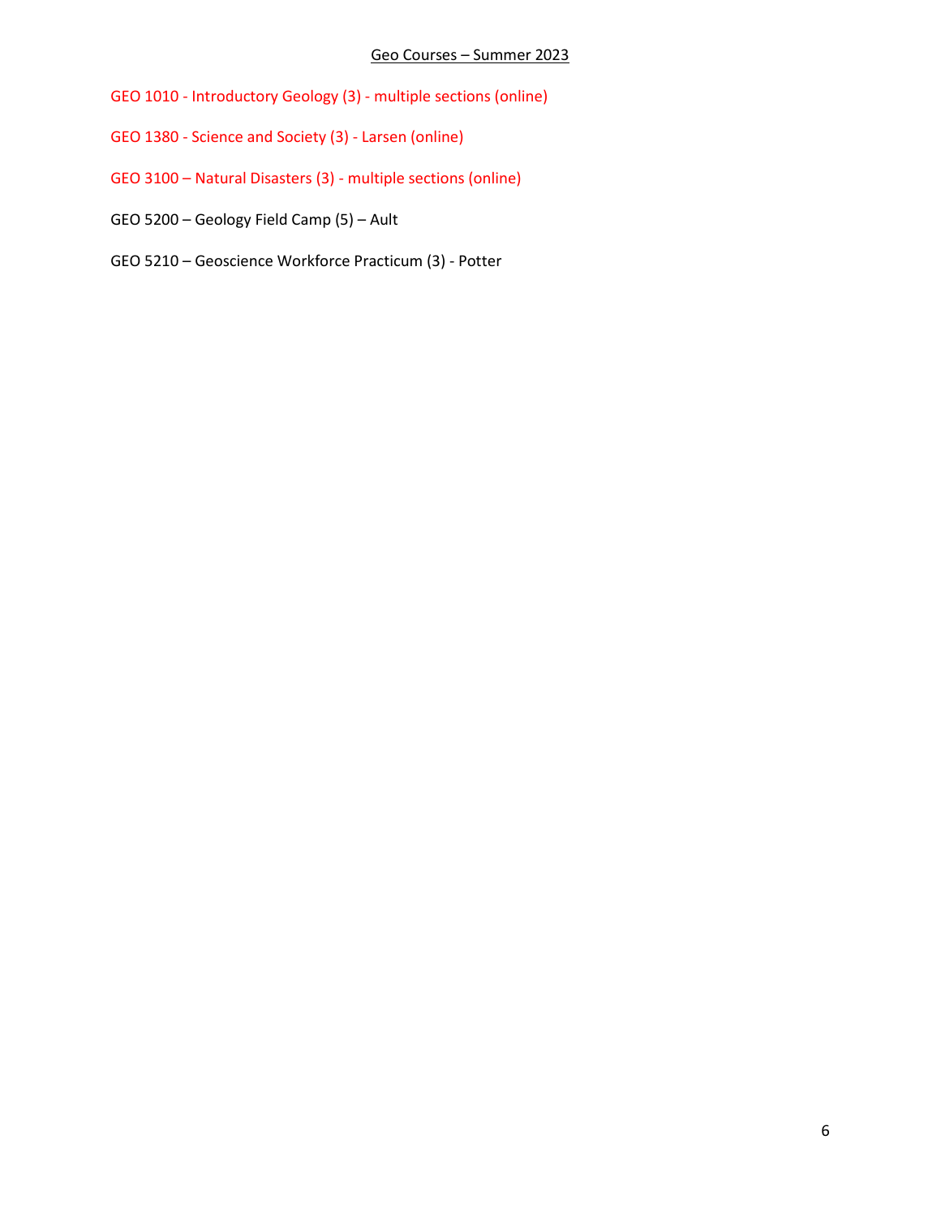## Geo Courses – Summer 2023

GEO 1010 - Introductory Geology (3) - multiple sections (online)

GEO 1380 - Science and Society (3) - Larsen (online)

GEO 3100 – Natural Disasters (3) - multiple sections (online)

GEO 5200 – Geology Field Camp (5) – Ault

GEO 5210 – Geoscience Workforce Practicum (3) - Potter